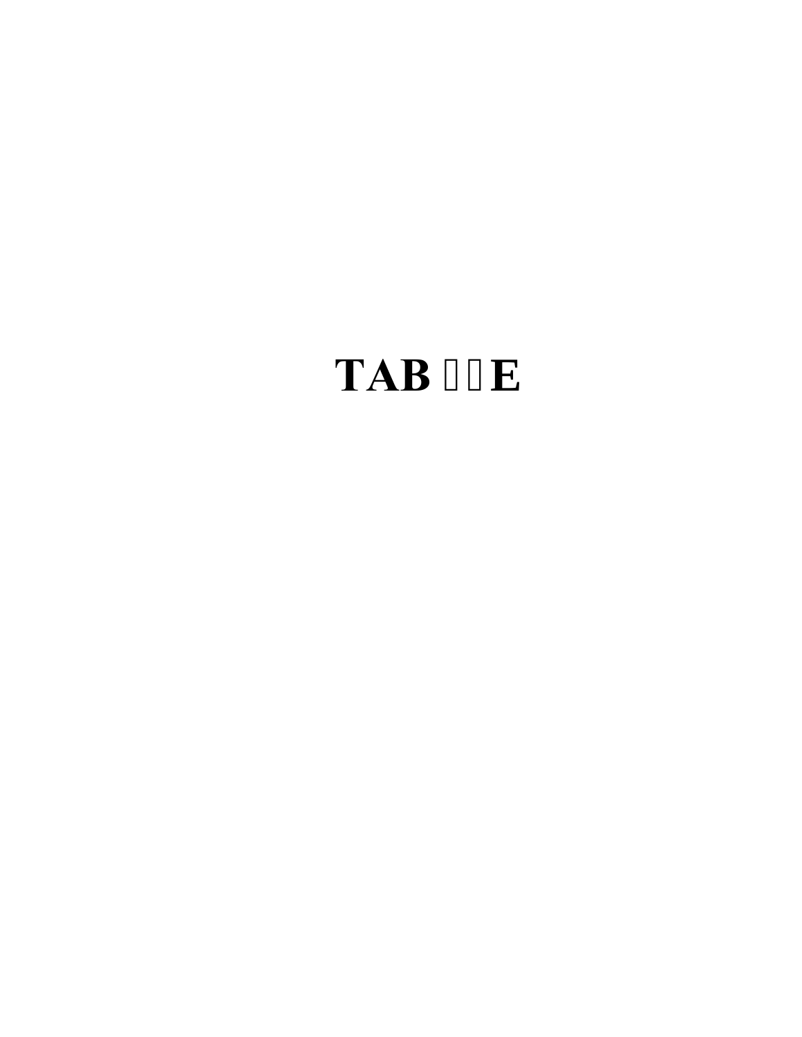# TAB E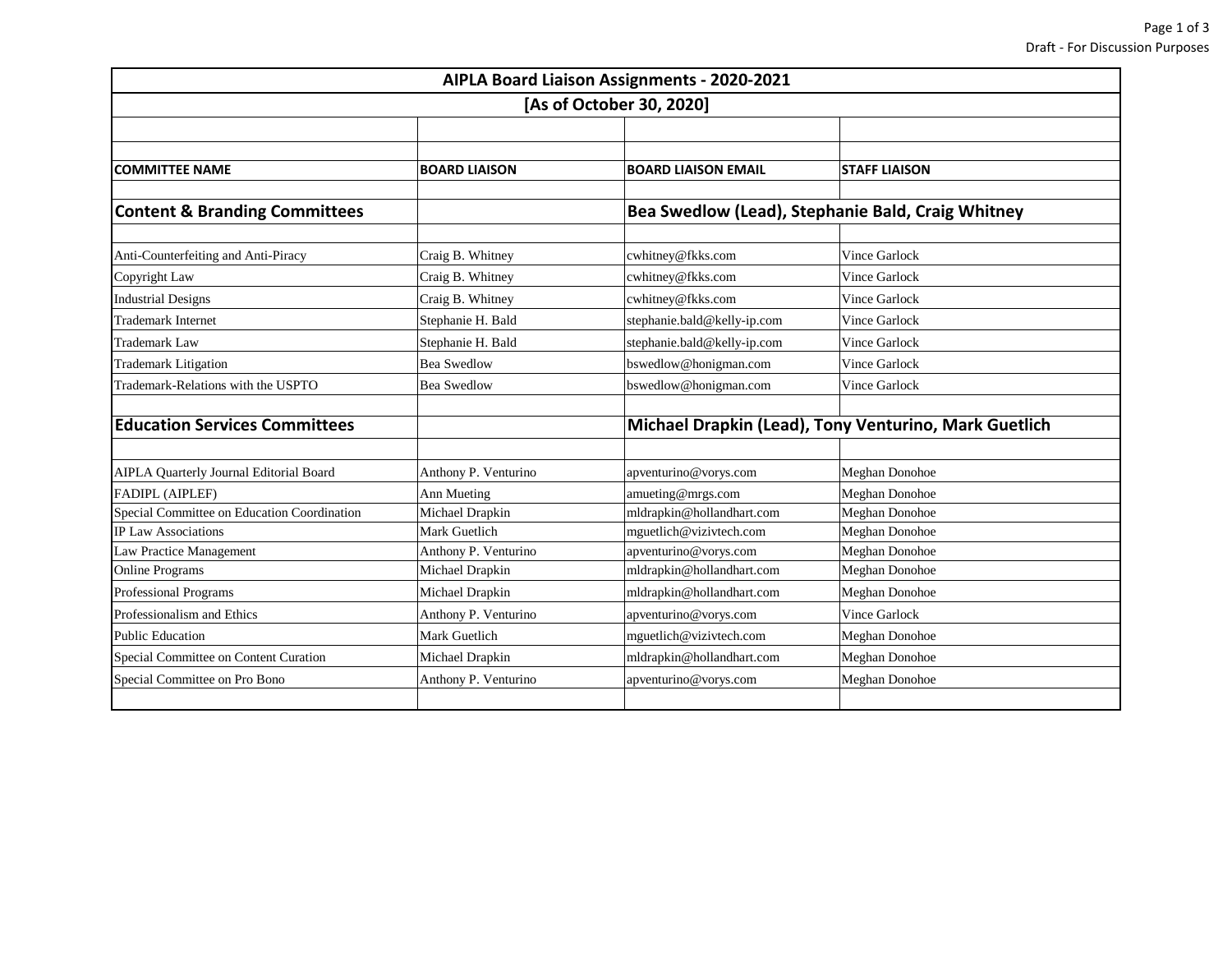Draft - For Discussion Purposes

| AIPLA Board Liaison Assignments - 2020-2021 | | | |
|---|---|---|---|
| [As of October 30, 2020] | | | |
| **COMMITTEE NAME** | **BOARD LIAISON** | **BOARD LIAISON EMAIL** | **STAFF LIAISON** |
| **Content & Branding Committees** | | **Bea Swedlow (Lead), Stephanie Bald, Craig Whitney** | |
| Anti-Counterfeiting and Anti-Piracy | Craig B. Whitney | cwhitney@fkks.com | Vince Garlock |
| Copyright Law | Craig B. Whitney | cwhitney@fkks.com | Vince Garlock |
| Industrial Designs | Craig B. Whitney | cwhitney@fkks.com | Vince Garlock |
| Trademark Internet | Stephanie H. Bald | stephanie.bald@kelly-ip.com | Vince Garlock |
| Trademark Law | Stephanie H. Bald | stephanie.bald@kelly-ip.com | Vince Garlock |
| Trademark Litigation | Bea Swedlow | bswedlow@honigman.com | Vince Garlock |
| Trademark-Relations with the USPTO | Bea Swedlow | bswedlow@honigman.com | Vince Garlock |
| **Education Services Committees** | | **Michael Drapkin (Lead), Tony Venturino, Mark Guetlich** | |
| AIPLA Quarterly Journal Editorial Board | Anthony P. Venturino | apventurino@vorys.com | Meghan Donohoe |
| FADIPL (AIPLEF) | Ann Mueting | amueting@mrgs.com | Meghan Donohoe |
| Special Committee on Education Coordination | Michael Drapkin | mldrapkin@hollandhart.com | Meghan Donohoe |
| IP Law Associations | Mark Guetlich | mguetlich@vizivtech.com | Meghan Donohoe |
| Law Practice Management | Anthony P. Venturino | apventurino@vorys.com | Meghan Donohoe |
| Online Programs | Michael Drapkin | mldrapkin@hollandhart.com | Meghan Donohoe |
| Professional Programs | Michael Drapkin | mldrapkin@hollandhart.com | Meghan Donohoe |
| Professionalism and Ethics | Anthony P. Venturino | apventurino@vorys.com | Vince Garlock |
| Public Education | Mark Guetlich | mguetlich@vizivtech.com | Meghan Donohoe |
| Special Committee on Content Curation | Michael Drapkin | mldrapkin@hollandhart.com | Meghan Donohoe |
| Special Committee on Pro Bono | Anthony P. Venturino | apventurino@vorys.com | Meghan Donohoe |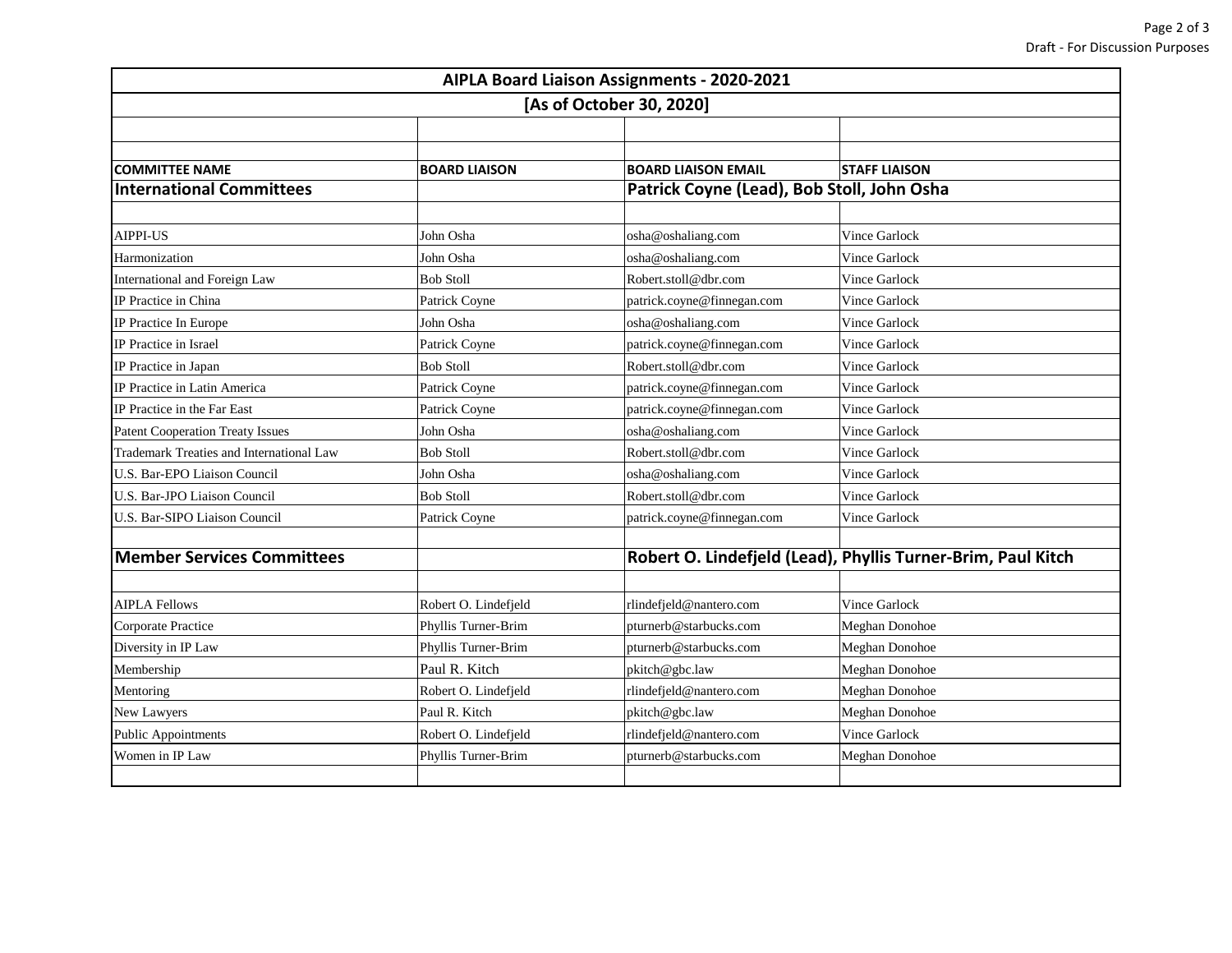| AIPLA Board Liaison Assignments - 2020-2021 | | | |
|---|---|---|---|
| [As of October 30, 2020] | | | |
| | | | |
| | | | |
| **COMMITTEE NAME** | **BOARD LIAISON** | **BOARD LIAISON EMAIL** | **STAFF LIAISON** |
| **International Committees** | | **Patrick Coyne (Lead), Bob Stoll, John Osha** | |
| | | | |
| AIPPI-US | John Osha | osha@oshaliang.com | Vince Garlock |
| Harmonization | John Osha | osha@oshaliang.com | Vince Garlock |
| International and Foreign Law | Bob Stoll | Robert.stoll@dbr.com | Vince Garlock |
| IP Practice in China | Patrick Coyne | patrick.coyne@finnegan.com | Vince Garlock |
| IP Practice In Europe | John Osha | osha@oshaliang.com | Vince Garlock |
| IP Practice in Israel | Patrick Coyne | patrick.coyne@finnegan.com | Vince Garlock |
| IP Practice in Japan | Bob Stoll | Robert.stoll@dbr.com | Vince Garlock |
| IP Practice in Latin America | Patrick Coyne | patrick.coyne@finnegan.com | Vince Garlock |
| IP Practice in the Far East | Patrick Coyne | patrick.coyne@finnegan.com | Vince Garlock |
| Patent Cooperation Treaty Issues | John Osha | osha@oshaliang.com | Vince Garlock |
| Trademark Treaties and International Law | Bob Stoll | Robert.stoll@dbr.com | Vince Garlock |
| U.S. Bar-EPO Liaison Council | John Osha | osha@oshaliang.com | Vince Garlock |
| U.S. Bar-JPO Liaison Council | Bob Stoll | Robert.stoll@dbr.com | Vince Garlock |
| U.S. Bar-SIPO Liaison Council | Patrick Coyne | patrick.coyne@finnegan.com | Vince Garlock |
| | | | |
| **Member Services Committees** | | **Robert O. Lindefjeld (Lead), Phyllis Turner-Brim, Paul Kitch** | |
| | | | |
| AIPLA Fellows | Robert O. Lindefjeld | rlindefjeld@nantero.com | Vince Garlock |
| Corporate Practice | Phyllis Turner-Brim | pturnerb@starbucks.com | Meghan Donohoe |
| Diversity in IP Law | Phyllis Turner-Brim | pturnerb@starbucks.com | Meghan Donohoe |
| Membership | Paul R. Kitch | pkitch@gbc.law | Meghan Donohoe |
| Mentoring | Robert O. Lindefjeld | rlindefjeld@nantero.com | Meghan Donohoe |
| New Lawyers | Paul R. Kitch | pkitch@gbc.law | Meghan Donohoe |
| Public Appointments | Robert O. Lindefjeld | rlindefjeld@nantero.com | Vince Garlock |
| Women in IP Law | Phyllis Turner-Brim | pturnerb@starbucks.com | Meghan Donohoe |
| | | | |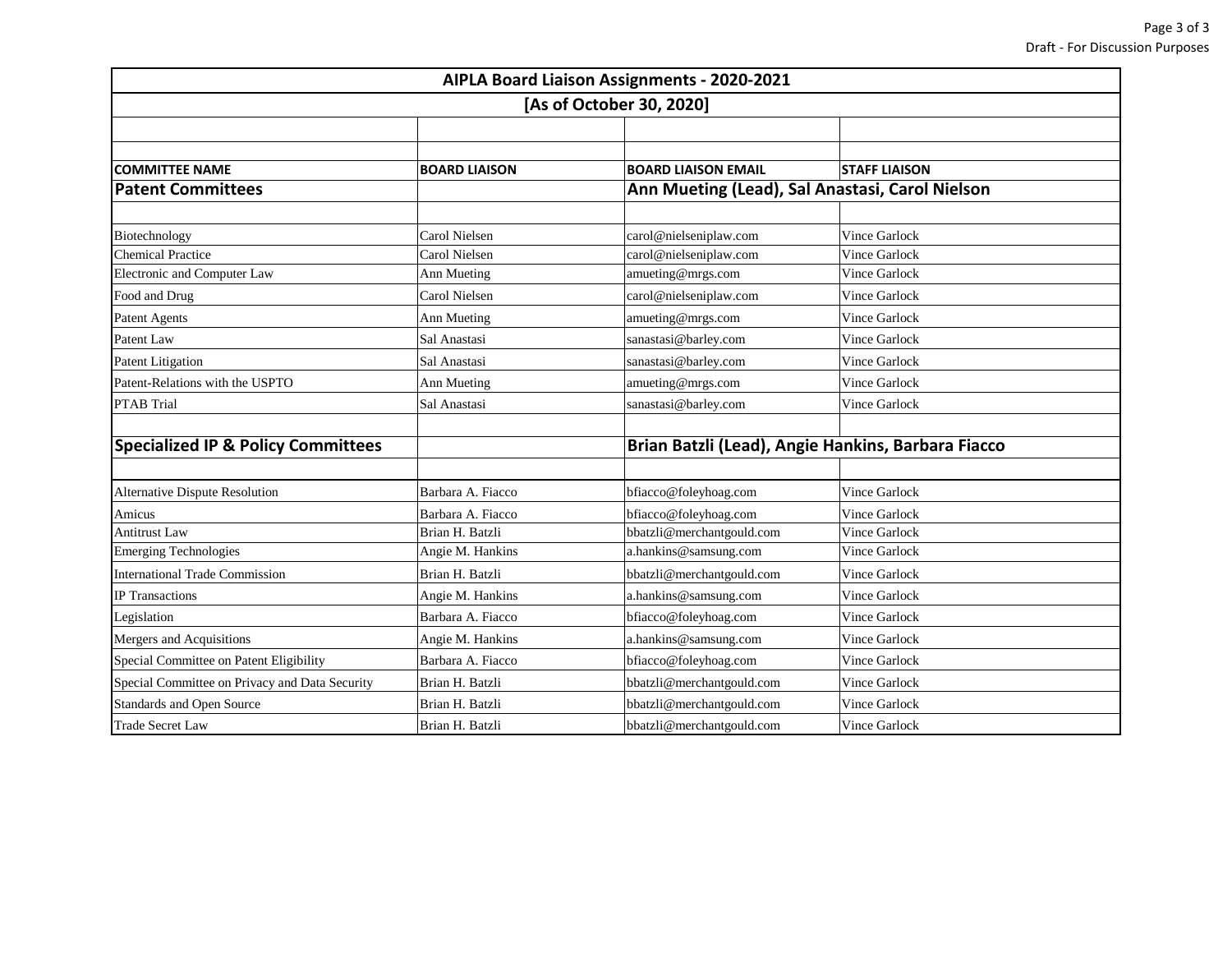Draft - For Discussion Purposes

| AIPLA Board Liaison Assignments - 2020-2021 | | | |
|---|---|---|---|
| [As of October 30, 2020] | | | |
| | | | |
| | | | |
| **COMMITTEE NAME** | **BOARD LIAISON** | **BOARD LIAISON EMAIL** | **STAFF LIAISON** |
| **Patent Committees** | | **Ann Mueting (Lead), Sal Anastasi, Carol Nielson** | |
| | | | |
| Biotechnology | Carol Nielsen | carol@nielseniplaw.com | Vince Garlock |
| Chemical Practice | Carol Nielsen | carol@nielseniplaw.com | Vince Garlock |
| Electronic and Computer Law | Ann Mueting | amueting@mrgs.com | Vince Garlock |
| Food and Drug | Carol Nielsen | carol@nielseniplaw.com | Vince Garlock |
| Patent Agents | Ann Mueting | amueting@mrgs.com | Vince Garlock |
| Patent Law | Sal Anastasi | sanastasi@barley.com | Vince Garlock |
| Patent Litigation | Sal Anastasi | sanastasi@barley.com | Vince Garlock |
| Patent-Relations with the USPTO | Ann Mueting | amueting@mrgs.com | Vince Garlock |
| PTAB Trial | Sal Anastasi | sanastasi@barley.com | Vince Garlock |
| | | | |
| **Specialized IP & Policy Committees** | | **Brian Batzli (Lead), Angie Hankins, Barbara Fiacco** | |
| | | | |
| Alternative Dispute Resolution | Barbara A. Fiacco | bfiacco@foleyhoag.com | Vince Garlock |
| Amicus | Barbara A. Fiacco | bfiacco@foleyhoag.com | Vince Garlock |
| Antitrust Law | Brian H. Batzli | bbatzli@merchantgould.com | Vince Garlock |
| Emerging Technologies | Angie M. Hankins | a.hankins@samsung.com | Vince Garlock |
| International Trade Commission | Brian H. Batzli | bbatzli@merchantgould.com | Vince Garlock |
| IP Transactions | Angie M. Hankins | a.hankins@samsung.com | Vince Garlock |
| Legislation | Barbara A. Fiacco | bfiacco@foleyhoag.com | Vince Garlock |
| Mergers and Acquisitions | Angie M. Hankins | a.hankins@samsung.com | Vince Garlock |
| Special Committee on Patent Eligibility | Barbara A. Fiacco | bfiacco@foleyhoag.com | Vince Garlock |
| Special Committee on Privacy and Data Security | Brian H. Batzli | bbatzli@merchantgould.com | Vince Garlock |
| Standards and Open Source | Brian H. Batzli | bbatzli@merchantgould.com | Vince Garlock |
| Trade Secret Law | Brian H. Batzli | bbatzli@merchantgould.com | Vince Garlock |